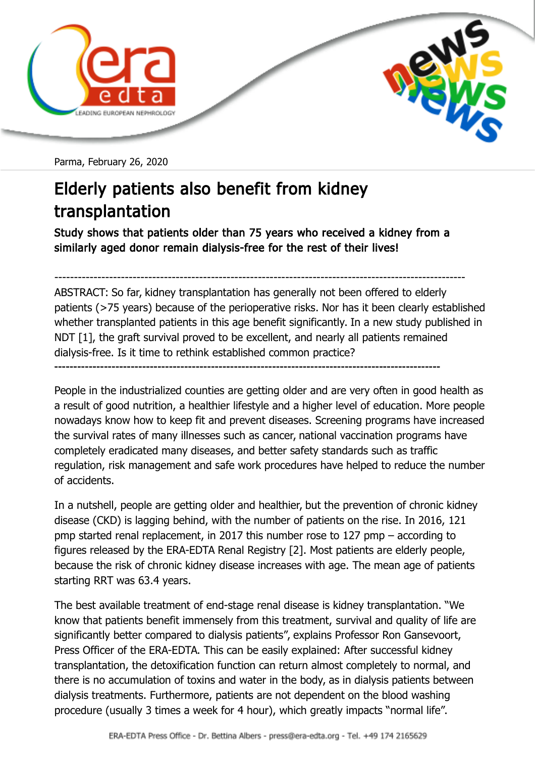Parma, February 26, 2020

# Elderly patients also benefit from kidney transplantation

**Study shows that patients older than 75 years who received a kidney from a similarly aged donor remain dialysis-free for the rest of their lives!**

---

ABSTRACT: So far, kidney transplantation has generally not been offered to elderly patients (>75 years) because of the perioperative risks. Nor has it been clearly established whether transplanted patients in this age benefit significantly. In a new study published in NDT [1], the graft survival proved to be excellent, and nearly all patients remained dialysis-free. Is it time to rethink established common practice?

---

People in the industrialized counties are getting older and are very often in good health as a result of good nutrition, a healthier lifestyle and a higher level of education. More people nowadays know how to keep fit and prevent diseases. Screening programs have increased the survival rates of many illnesses such as cancer, national vaccination programs have completely eradicated many diseases, and better safety standards such as traffic regulation, risk management and safe work procedures have helped to reduce the number of accidents.

In a nutshell, people are getting older and healthier, but the prevention of chronic kidney disease (CKD) is lagging behind, with the number of patients on the rise. In 2016, 121 pmp started renal replacement, in 2017 this number rose to 127 pmp – according to figures released by the ERA-EDTA Renal Registry [2]. Most patients are elderly people, because the risk of chronic kidney disease increases with age. The mean age of patients starting RRT was 63.4 years.

The best available treatment of end-stage renal disease is kidney transplantation. "We know that patients benefit immensely from this treatment, survival and quality of life are significantly better compared to dialysis patients", explains Professor Ron Gansevoort, Press Officer of the ERA-EDTA. This can be easily explained: After successful kidney transplantation, the detoxification function can return almost completely to normal, and there is no accumulation of toxins and water in the body, as in dialysis patients between dialysis treatments. Furthermore, patients are not dependent on the blood washing procedure (usually 3 times a week for 4 hour), which greatly impacts "normal life".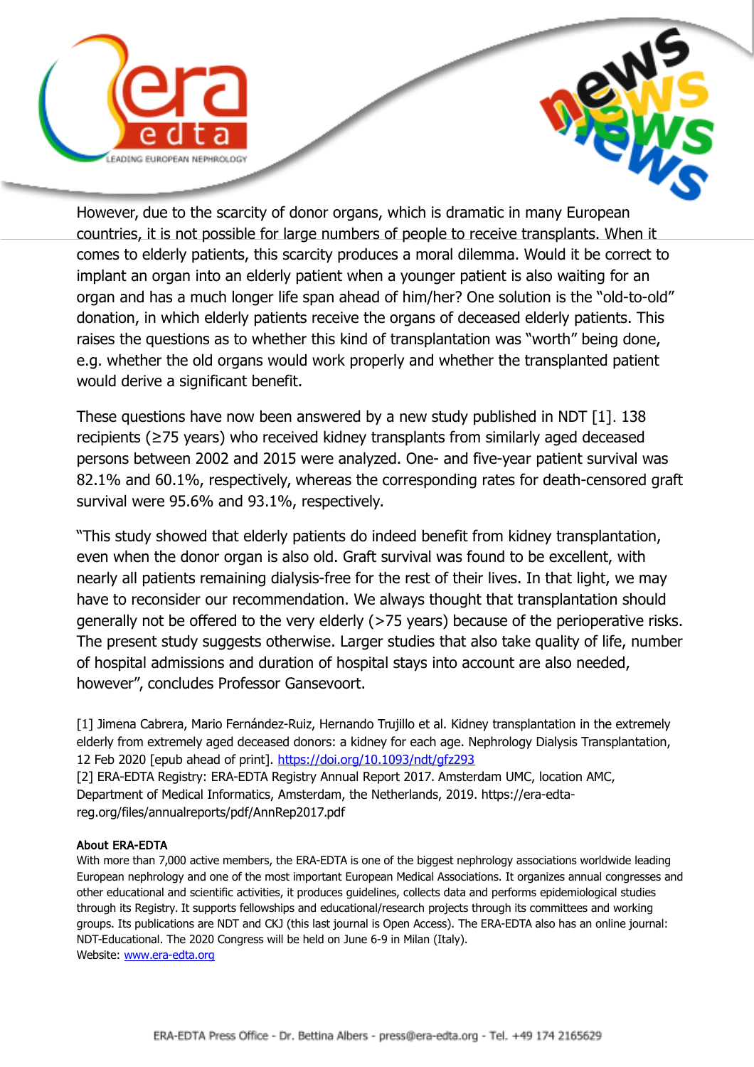However, due to the scarcity of donor organs, which is dramatic in many European countries, it is not possible for large numbers of people to receive transplants. When it comes to elderly patients, this scarcity produces a moral dilemma. Would it be correct to implant an organ into an elderly patient when a younger patient is also waiting for an organ and has a much longer life span ahead of him/her? One solution is the "old-to-old" donation, in which elderly patients receive the organs of deceased elderly patients. This raises the questions as to whether this kind of transplantation was "worth" being done, e.g. whether the old organs would work properly and whether the transplanted patient would derive a significant benefit.

These questions have now been answered by a new study published in NDT [1]. 138 recipients (≥75 years) who received kidney transplants from similarly aged deceased persons between 2002 and 2015 were analyzed. One- and five-year patient survival was 82.1% and 60.1%, respectively, whereas the corresponding rates for death-censored graft survival were 95.6% and 93.1%, respectively.

"This study showed that elderly patients do indeed benefit from kidney transplantation, even when the donor organ is also old. Graft survival was found to be excellent, with nearly all patients remaining dialysis-free for the rest of their lives. In that light, we may have to reconsider our recommendation. We always thought that transplantation should generally not be offered to the very elderly (>75 years) because of the perioperative risks. The present study suggests otherwise. Larger studies that also take quality of life, number of hospital admissions and duration of hospital stays into account are also needed, however", concludes Professor Gansevoort.

[1] Jimena Cabrera, Mario Fernández-Ruiz, Hernando Trujillo et al. Kidney transplantation in the extremely elderly from extremely aged deceased donors: a kidney for each age. Nephrology Dialysis Transplantation, 12 Feb 2020 [epub ahead of print]. https://doi.org/10.1093/ndt/gfz293
[2] ERA-EDTA Registry: ERA-EDTA Registry Annual Report 2017. Amsterdam UMC, location AMC, Department of Medical Informatics, Amsterdam, the Netherlands, 2019. https://era-edta-reg.org/files/annualreports/pdf/AnnRep2017.pdf

**About ERA-EDTA**

With more than 7,000 active members, the ERA-EDTA is one of the biggest nephrology associations worldwide leading European nephrology and one of the most important European Medical Associations. It organizes annual congresses and other educational and scientific activities, it produces guidelines, collects data and performs epidemiological studies through its Registry. It supports fellowships and educational/research projects through its committees and working groups. Its publications are NDT and CKJ (this last journal is Open Access). The ERA-EDTA also has an online journal: NDT-Educational. The 2020 Congress will be held on June 6-9 in Milan (Italy).
Website: www.era-edta.org